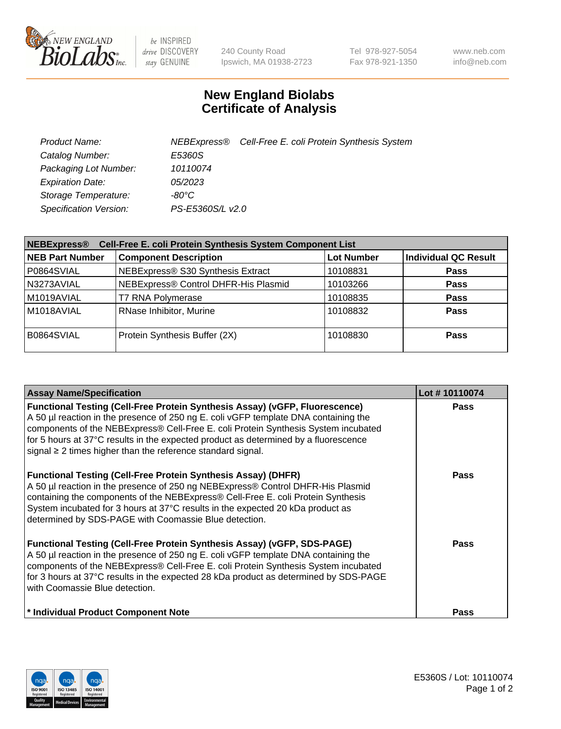# New England Biolabs Certificate of Analysis

| | |
|---|---|
| *Product Name:* | *NEBExpress® Cell-Free E. coli Protein Synthesis System* |
| *Catalog Number:* | *E5360S* |
| *Packaging Lot Number:* | *10110074* |
| *Expiration Date:* | *05/2023* |
| *Storage Temperature:* | *-80°C* |
| *Specification Version:* | *PS-E5360S/L v2.0* |

| **NEBExpress® Cell-Free E. coli Protein Synthesis System Component List** | | | |
|---|---|---|---|
| **NEB Part Number** | **Component Description** | **Lot Number** | **Individual QC Result** |
| P0864SVIAL | NEBExpress® S30 Synthesis Extract | 10108831 | **Pass** |
| N3273AVIAL | NEBExpress® Control DHFR-His Plasmid | 10103266 | **Pass** |
| M1019AVIAL | T7 RNA Polymerase | 10108835 | **Pass** |
| M1018AVIAL | RNase Inhibitor, Murine | 10108832 | **Pass** |
| B0864SVIAL | Protein Synthesis Buffer (2X) | 10108830 | **Pass** |

| Assay Name/Specification | Lot # 10110074 |
|---|---|
| **Functional Testing (Cell-Free Protein Synthesis Assay) (vGFP, Fluorescence)** A 50 µl reaction in the presence of 250 ng E. coli vGFP template DNA containing the components of the NEBExpress® Cell-Free E. coli Protein Synthesis System incubated for 5 hours at 37°C results in the expected product as determined by a fluorescence signal ≥ 2 times higher than the reference standard signal. | **Pass** |
| **Functional Testing (Cell-Free Protein Synthesis Assay) (DHFR)** A 50 µl reaction in the presence of 250 ng NEBExpress® Control DHFR-His Plasmid containing the components of the NEBExpress® Cell-Free E. coli Protein Synthesis System incubated for 3 hours at 37°C results in the expected 20 kDa product as determined by SDS-PAGE with Coomassie Blue detection. | **Pass** |
| **Functional Testing (Cell-Free Protein Synthesis Assay) (vGFP, SDS-PAGE)** A 50 µl reaction in the presence of 250 ng E. coli vGFP template DNA containing the components of the NEBExpress® Cell-Free E. coli Protein Synthesis System incubated for 3 hours at 37°C results in the expected 28 kDa product as determined by SDS-PAGE with Coomassie Blue detection. | **Pass** |
| **\* Individual Product Component Note** | **Pass** |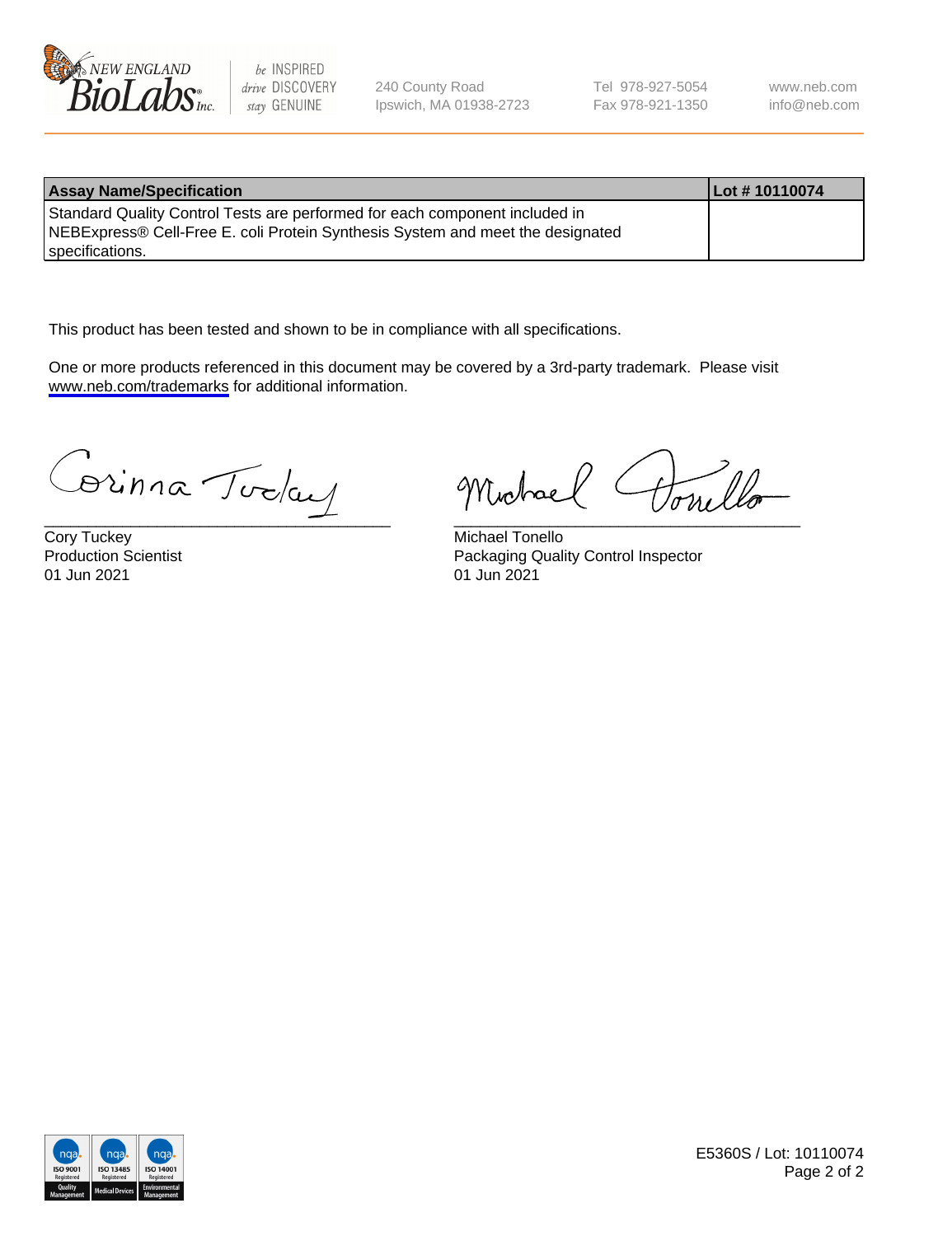NEW ENGLAND BioLabs Inc. — be INSPIRED drive DISCOVERY stay GENUINE

240 County Road
Ipswich, MA 01938-2723

Tel 978-927-5054
Fax 978-921-1350

www.neb.com
info@neb.com

| Assay Name/Specification | Lot # 10110074 |
| --- | --- |
| Standard Quality Control Tests are performed for each component included in NEBExpress® Cell-Free E. coli Protein Synthesis System and meet the designated specifications. | |

This product has been tested and shown to be in compliance with all specifications.

One or more products referenced in this document may be covered by a 3rd-party trademark. Please visit www.neb.com/trademarks for additional information.

Cory Tuckey
Production Scientist
01 Jun 2021

Michael Tonello
Packaging Quality Control Inspector
01 Jun 2021

E5360S / Lot: 10110074